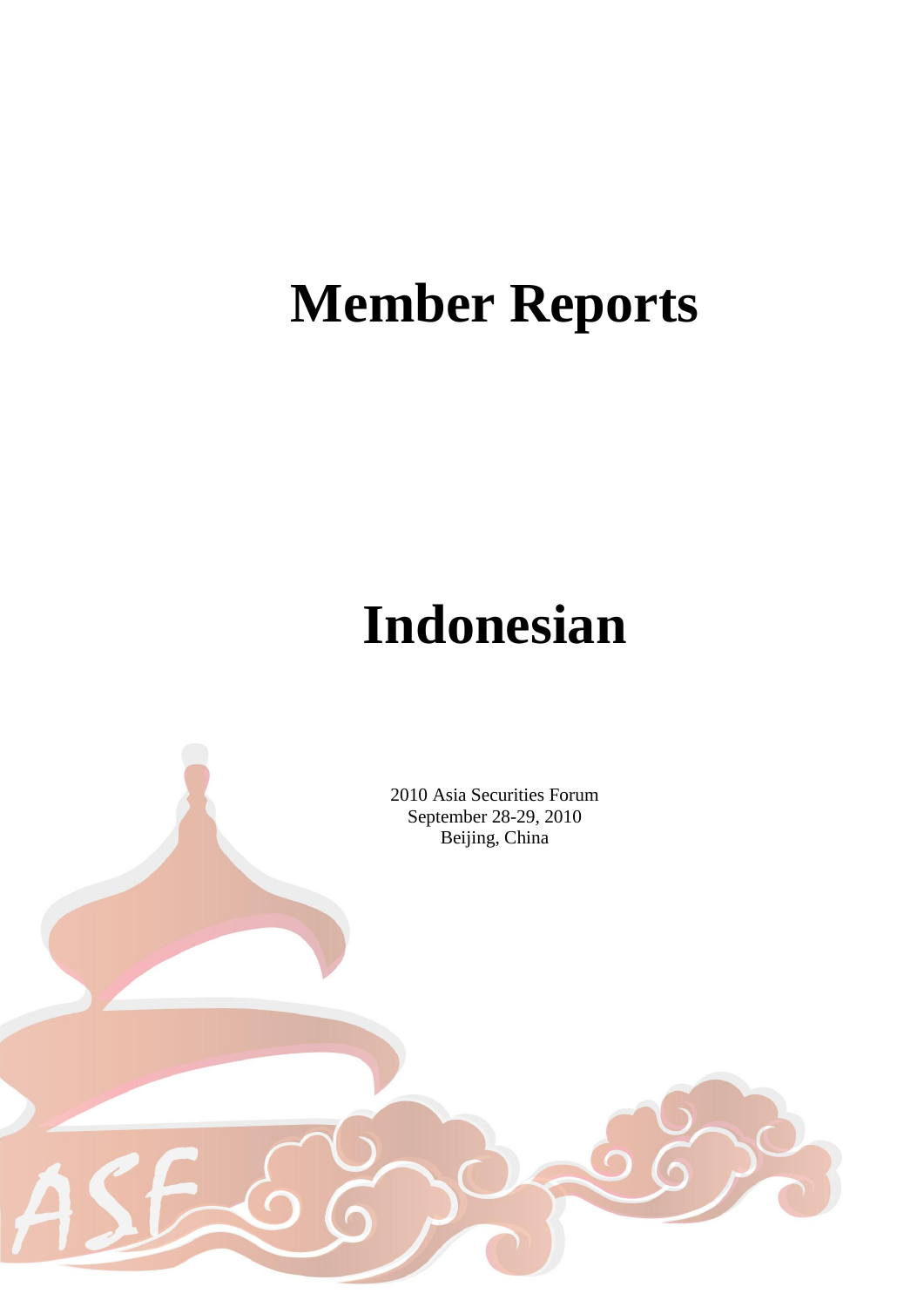# Member Reports

# Indonesian

2010 Asia Securities Forum
September 28-29, 2010
Beijing, China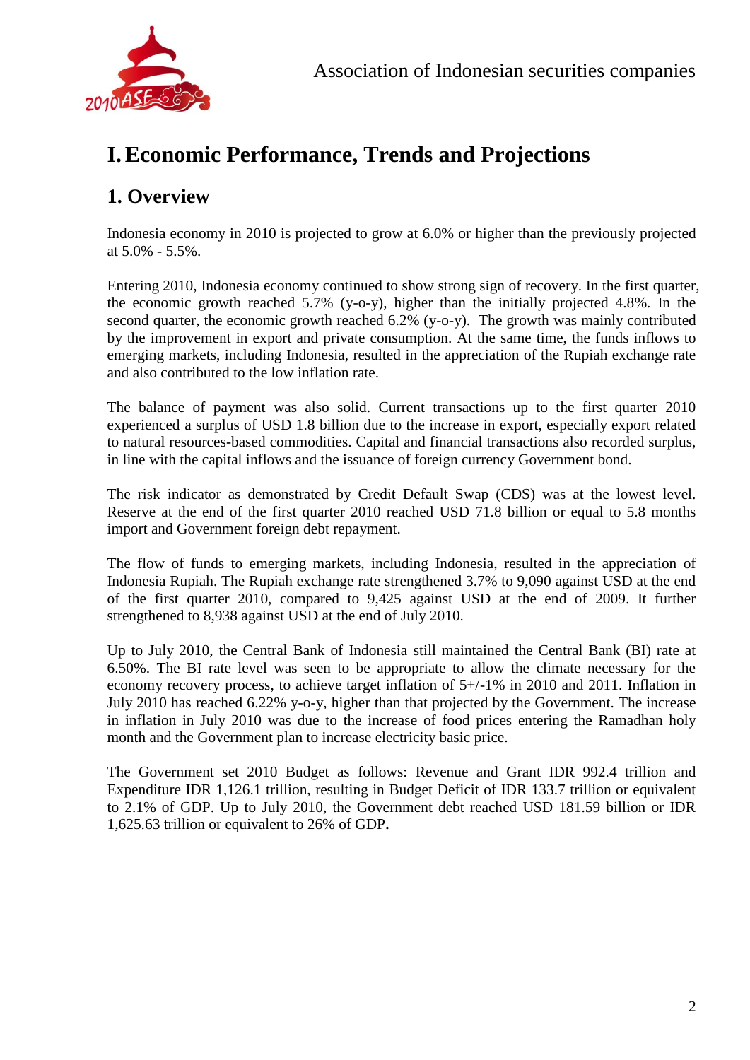# I. Economic Performance, Trends and Projections

## 1. Overview

Indonesia economy in 2010 is projected to grow at 6.0% or higher than the previously projected at 5.0% - 5.5%.

Entering 2010, Indonesia economy continued to show strong sign of recovery. In the first quarter, the economic growth reached 5.7% (y-o-y), higher than the initially projected 4.8%. In the second quarter, the economic growth reached 6.2% (y-o-y). The growth was mainly contributed by the improvement in export and private consumption. At the same time, the funds inflows to emerging markets, including Indonesia, resulted in the appreciation of the Rupiah exchange rate and also contributed to the low inflation rate.

The balance of payment was also solid. Current transactions up to the first quarter 2010 experienced a surplus of USD 1.8 billion due to the increase in export, especially export related to natural resources-based commodities. Capital and financial transactions also recorded surplus, in line with the capital inflows and the issuance of foreign currency Government bond.

The risk indicator as demonstrated by Credit Default Swap (CDS) was at the lowest level. Reserve at the end of the first quarter 2010 reached USD 71.8 billion or equal to 5.8 months import and Government foreign debt repayment.

The flow of funds to emerging markets, including Indonesia, resulted in the appreciation of Indonesia Rupiah. The Rupiah exchange rate strengthened 3.7% to 9,090 against USD at the end of the first quarter 2010, compared to 9,425 against USD at the end of 2009. It further strengthened to 8,938 against USD at the end of July 2010.

Up to July 2010, the Central Bank of Indonesia still maintained the Central Bank (BI) rate at 6.50%. The BI rate level was seen to be appropriate to allow the climate necessary for the economy recovery process, to achieve target inflation of 5+/-1% in 2010 and 2011. Inflation in July 2010 has reached 6.22% y-o-y, higher than that projected by the Government. The increase in inflation in July 2010 was due to the increase of food prices entering the Ramadhan holy month and the Government plan to increase electricity basic price.

The Government set 2010 Budget as follows: Revenue and Grant IDR 992.4 trillion and Expenditure IDR 1,126.1 trillion, resulting in Budget Deficit of IDR 133.7 trillion or equivalent to 2.1% of GDP. Up to July 2010, the Government debt reached USD 181.59 billion or IDR 1,625.63 trillion or equivalent to 26% of GDP.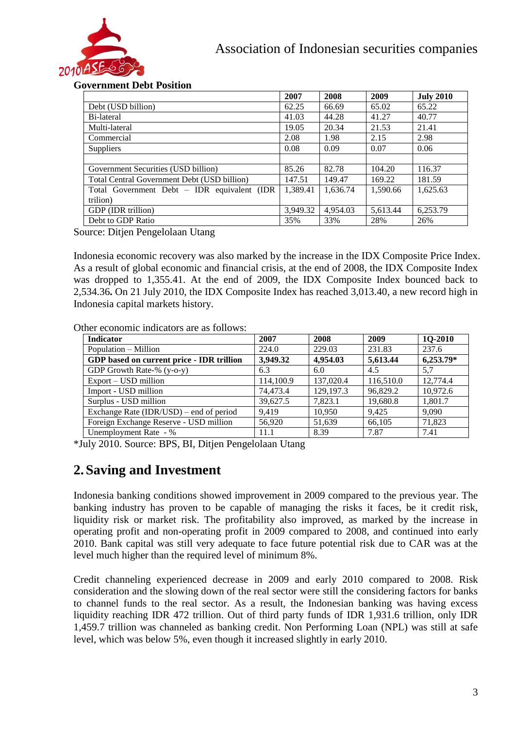**Government Debt Position**

| | 2007 | 2008 | 2009 | July 2010 |
|---|---|---|---|---|
| Debt (USD billion) | 62.25 | 66.69 | 65.02 | 65.22 |
| Bi-lateral | 41.03 | 44.28 | 41.27 | 40.77 |
| Multi-lateral | 19.05 | 20.34 | 21.53 | 21.41 |
| Commercial | 2.08 | 1.98 | 2.15 | 2.98 |
| Suppliers | 0.08 | 0.09 | 0.07 | 0.06 |
| | | | | |
| Government Securities (USD billion) | 85.26 | 82.78 | 104.20 | 116.37 |
| Total Central Government Debt (USD billion) | 147.51 | 149.47 | 169.22 | 181.59 |
| Total Government Debt – IDR equivalent (IDR trilion) | 1,389.41 | 1,636.74 | 1,590.66 | 1,625.63 |
| GDP (IDR trillion) | 3,949.32 | 4,954.03 | 5,613.44 | 6,253.79 |
| Debt to GDP Ratio | 35% | 33% | 28% | 26% |

Source: Ditjen Pengelolaan Utang

Indonesia economic recovery was also marked by the increase in the IDX Composite Price Index. As a result of global economic and financial crisis, at the end of 2008, the IDX Composite Index was dropped to 1,355.41. At the end of 2009, the IDX Composite Index bounced back to 2,534.36**.** On 21 July 2010, the IDX Composite Index has reached 3,013.40, a new record high in Indonesia capital markets history.

Other economic indicators are as follows:

| Indicator | 2007 | 2008 | 2009 | 1Q-2010 |
|---|---|---|---|---|
| Population – Million | 224.0 | 229.03 | 231.83 | 237.6 |
| **GDP based on current price - IDR trillion** | **3,949.32** | **4,954.03** | **5,613.44** | **6,253.79*** |
| GDP Growth Rate-% (y-o-y) | 6.3 | 6.0 | 4.5 | 5,7 |
| Export – USD million | 114,100.9 | 137,020.4 | 116,510.0 | 12,774.4 |
| Import - USD million | 74,473.4 | 129,197.3 | 96,829.2 | 10,972.6 |
| Surplus - USD million | 39,627.5 | 7,823.1 | 19,680.8 | 1,801.7 |
| Exchange Rate (IDR/USD) – end of period | 9,419 | 10,950 | 9,425 | 9,090 |
| Foreign Exchange Reserve - USD million | 56,920 | 51,639 | 66,105 | 71,823 |
| Unemployment Rate - % | 11.1 | 8.39 | 7.87 | 7.41 |

*July 2010. Source: BPS, BI, Ditjen Pengelolaan Utang

## 2. Saving and Investment

Indonesia banking conditions showed improvement in 2009 compared to the previous year. The banking industry has proven to be capable of managing the risks it faces, be it credit risk, liquidity risk or market risk. The profitability also improved, as marked by the increase in operating profit and non-operating profit in 2009 compared to 2008, and continued into early 2010. Bank capital was still very adequate to face future potential risk due to CAR was at the level much higher than the required level of minimum 8%.

Credit channeling experienced decrease in 2009 and early 2010 compared to 2008. Risk consideration and the slowing down of the real sector were still the considering factors for banks to channel funds to the real sector. As a result, the Indonesian banking was having excess liquidity reaching IDR 472 trillion. Out of third party funds of IDR 1,931.6 trillion, only IDR 1,459.7 trillion was channeled as banking credit. Non Performing Loan (NPL) was still at safe level, which was below 5%, even though it increased slightly in early 2010.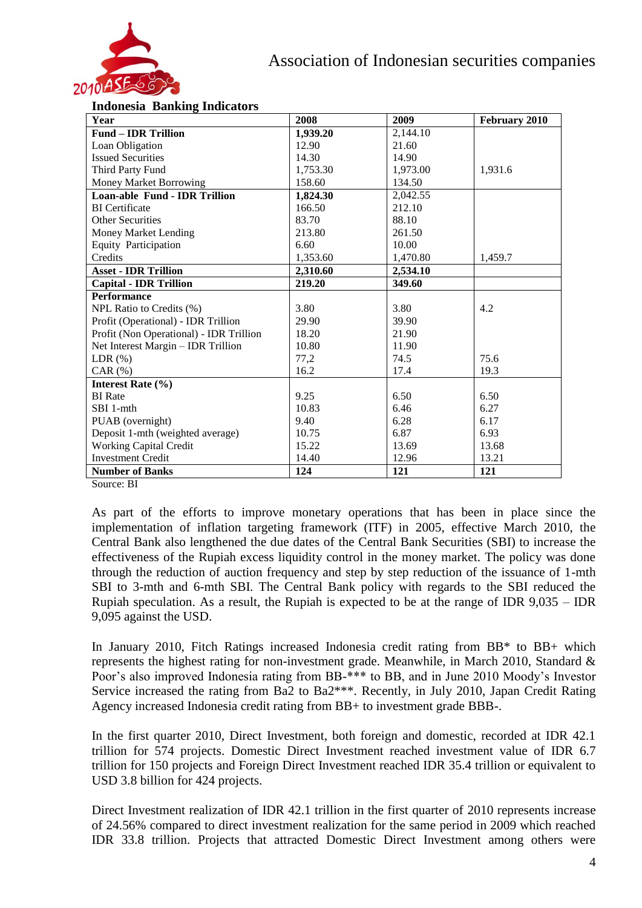**Indonesia Banking Indicators**

| Year | 2008 | 2009 | February 2010 |
|---|---|---|---|
| **Fund – IDR Trillion** | **1,939.20** | 2,144.10 | |
| Loan Obligation | 12.90 | 21.60 | |
| Issued Securities | 14.30 | 14.90 | |
| Third Party Fund | 1,753.30 | 1,973.00 | 1,931.6 |
| Money Market Borrowing | 158.60 | 134.50 | |
| **Loan-able Fund - IDR Trillion** | **1,824.30** | 2,042.55 | |
| BI Certificate | 166.50 | 212.10 | |
| Other Securities | 83.70 | 88.10 | |
| Money Market Lending | 213.80 | 261.50 | |
| Equity Participation | 6.60 | 10.00 | |
| Credits | 1,353.60 | 1,470.80 | 1,459.7 |
| **Asset - IDR Trillion** | **2,310.60** | **2,534.10** | |
| **Capital - IDR Trillion** | **219.20** | **349.60** | |
| **Performance** | | | |
| NPL Ratio to Credits (%) | 3.80 | 3.80 | 4.2 |
| Profit (Operational) - IDR Trillion | 29.90 | 39.90 | |
| Profit (Non Operational) - IDR Trillion | 18.20 | 21.90 | |
| Net Interest Margin – IDR Trillion | 10.80 | 11.90 | |
| LDR (%) | 77,2 | 74.5 | 75.6 |
| CAR (%) | 16.2 | 17.4 | 19.3 |
| **Interest Rate (%)** | | | |
| BI Rate | 9.25 | 6.50 | 6.50 |
| SBI 1-mth | 10.83 | 6.46 | 6.27 |
| PUAB (overnight) | 9.40 | 6.28 | 6.17 |
| Deposit 1-mth (weighted average) | 10.75 | 6.87 | 6.93 |
| Working Capital Credit | 15.22 | 13.69 | 13.68 |
| Investment Credit | 14.40 | 12.96 | 13.21 |
| **Number of Banks** | **124** | **121** | **121** |

Source: BI

As part of the efforts to improve monetary operations that has been in place since the implementation of inflation targeting framework (ITF) in 2005, effective March 2010, the Central Bank also lengthened the due dates of the Central Bank Securities (SBI) to increase the effectiveness of the Rupiah excess liquidity control in the money market. The policy was done through the reduction of auction frequency and step by step reduction of the issuance of 1-mth SBI to 3-mth and 6-mth SBI. The Central Bank policy with regards to the SBI reduced the Rupiah speculation. As a result, the Rupiah is expected to be at the range of IDR 9,035 – IDR 9,095 against the USD.

In January 2010, Fitch Ratings increased Indonesia credit rating from BB* to BB+ which represents the highest rating for non-investment grade. Meanwhile, in March 2010, Standard & Poor's also improved Indonesia rating from BB-*** to BB, and in June 2010 Moody's Investor Service increased the rating from Ba2 to Ba2***. Recently, in July 2010, Japan Credit Rating Agency increased Indonesia credit rating from BB+ to investment grade BBB-.

In the first quarter 2010, Direct Investment, both foreign and domestic, recorded at IDR 42.1 trillion for 574 projects. Domestic Direct Investment reached investment value of IDR 6.7 trillion for 150 projects and Foreign Direct Investment reached IDR 35.4 trillion or equivalent to USD 3.8 billion for 424 projects.

Direct Investment realization of IDR 42.1 trillion in the first quarter of 2010 represents increase of 24.56% compared to direct investment realization for the same period in 2009 which reached IDR 33.8 trillion. Projects that attracted Domestic Direct Investment among others were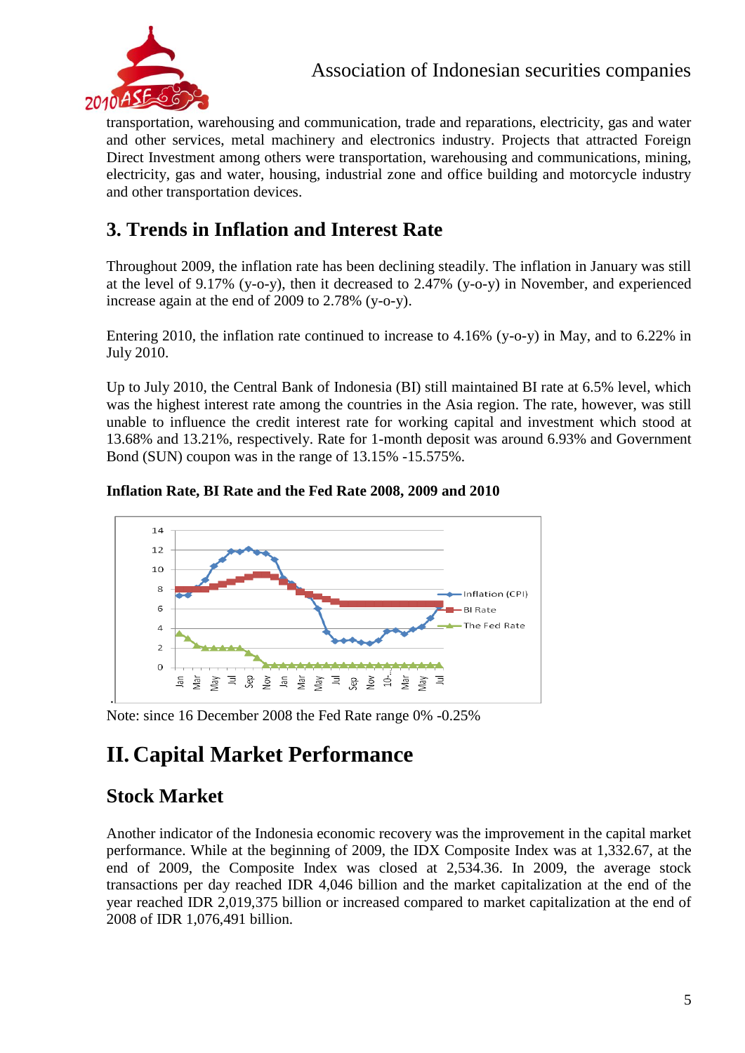transportation, warehousing and communication, trade and reparations, electricity, gas and water and other services, metal machinery and electronics industry. Projects that attracted Foreign Direct Investment among others were transportation, warehousing and communications, mining, electricity, gas and water, housing, industrial zone and office building and motorcycle industry and other transportation devices.

## 3. Trends in Inflation and Interest Rate

Throughout 2009, the inflation rate has been declining steadily. The inflation in January was still at the level of 9.17% (y-o-y), then it decreased to 2.47% (y-o-y) in November, and experienced increase again at the end of 2009 to 2.78% (y-o-y).

Entering 2010, the inflation rate continued to increase to 4.16% (y-o-y) in May, and to 6.22% in July 2010.

Up to July 2010, the Central Bank of Indonesia (BI) still maintained BI rate at 6.5% level, which was the highest interest rate among the countries in the Asia region. The rate, however, was still unable to influence the credit interest rate for working capital and investment which stood at 13.68% and 13.21%, respectively. Rate for 1-month deposit was around 6.93% and Government Bond (SUN) coupon was in the range of 13.15% -15.575%.

**Inflation Rate, BI Rate and the Fed Rate 2008, 2009 and 2010**

Note: since 16 December 2008 the Fed Rate range 0% -0.25%

# II. Capital Market Performance

## Stock Market

Another indicator of the Indonesia economic recovery was the improvement in the capital market performance. While at the beginning of 2009, the IDX Composite Index was at 1,332.67, at the end of 2009, the Composite Index was closed at 2,534.36. In 2009, the average stock transactions per day reached IDR 4,046 billion and the market capitalization at the end of the year reached IDR 2,019,375 billion or increased compared to market capitalization at the end of 2008 of IDR 1,076,491 billion.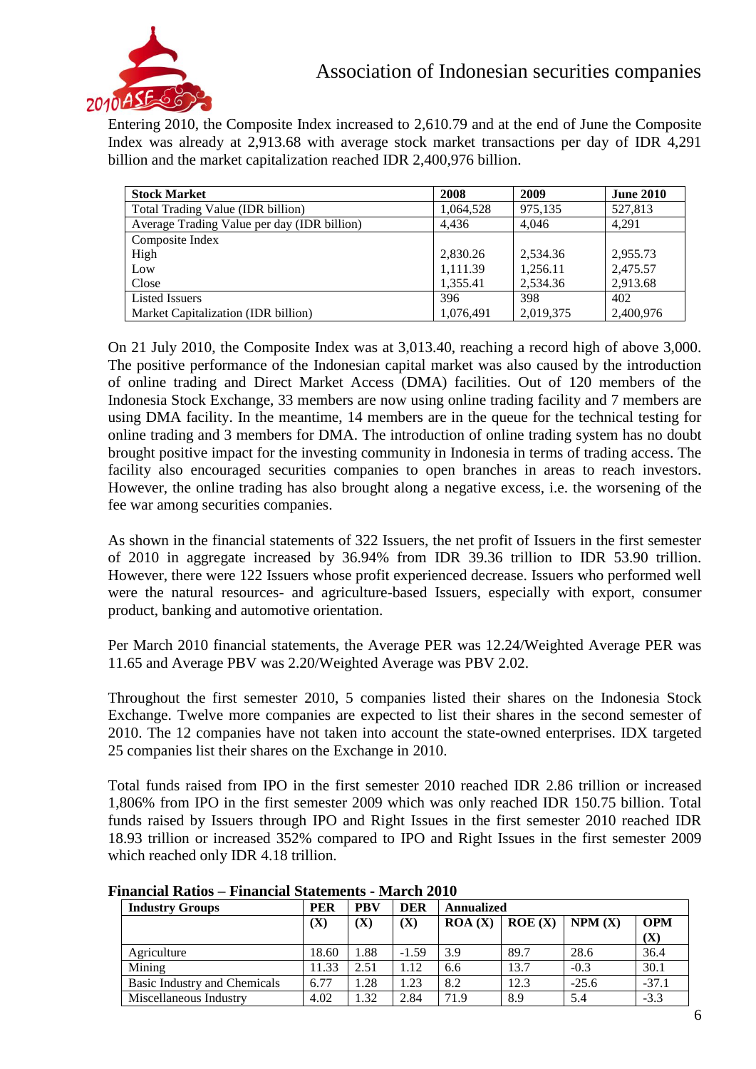Entering 2010, the Composite Index increased to 2,610.79 and at the end of June the Composite Index was already at 2,913.68 with average stock market transactions per day of IDR 4,291 billion and the market capitalization reached IDR 2,400,976 billion.

| Stock Market | 2008 | 2009 | June 2010 |
|---|---|---|---|
| Total Trading Value (IDR billion) | 1,064,528 | 975,135 | 527,813 |
| Average Trading Value per day (IDR billion) | 4,436 | 4,046 | 4,291 |
| Composite Index | | | |
| High | 2,830.26 | 2,534.36 | 2,955.73 |
| Low | 1,111.39 | 1,256.11 | 2,475.57 |
| Close | 1,355.41 | 2,534.36 | 2,913.68 |
| Listed Issuers | 396 | 398 | 402 |
| Market Capitalization (IDR billion) | 1,076,491 | 2,019,375 | 2,400,976 |

On 21 July 2010, the Composite Index was at 3,013.40, reaching a record high of above 3,000. The positive performance of the Indonesian capital market was also caused by the introduction of online trading and Direct Market Access (DMA) facilities. Out of 120 members of the Indonesia Stock Exchange, 33 members are now using online trading facility and 7 members are using DMA facility. In the meantime, 14 members are in the queue for the technical testing for online trading and 3 members for DMA. The introduction of online trading system has no doubt brought positive impact for the investing community in Indonesia in terms of trading access. The facility also encouraged securities companies to open branches in areas to reach investors. However, the online trading has also brought along a negative excess, i.e. the worsening of the fee war among securities companies.

As shown in the financial statements of 322 Issuers, the net profit of Issuers in the first semester of 2010 in aggregate increased by 36.94% from IDR 39.36 trillion to IDR 53.90 trillion. However, there were 122 Issuers whose profit experienced decrease. Issuers who performed well were the natural resources- and agriculture-based Issuers, especially with export, consumer product, banking and automotive orientation.

Per March 2010 financial statements, the Average PER was 12.24/Weighted Average PER was 11.65 and Average PBV was 2.20/Weighted Average was PBV 2.02.

Throughout the first semester 2010, 5 companies listed their shares on the Indonesia Stock Exchange. Twelve more companies are expected to list their shares in the second semester of 2010. The 12 companies have not taken into account the state-owned enterprises. IDX targeted 25 companies list their shares on the Exchange in 2010.

Total funds raised from IPO in the first semester 2010 reached IDR 2.86 trillion or increased 1,806% from IPO in the first semester 2009 which was only reached IDR 150.75 billion. Total funds raised by Issuers through IPO and Right Issues in the first semester 2010 reached IDR 18.93 trillion or increased 352% compared to IPO and Right Issues in the first semester 2009 which reached only IDR 4.18 trillion.

**Financial Ratios – Financial Statements - March 2010**

| Industry Groups | PER | PBV | DER | Annualized | | | |
|---|---|---|---|---|---|---|---|
| | (X) | (X) | (X) | ROA (X) | ROE (X) | NPM (X) | OPM (X) |
| Agriculture | 18.60 | 1.88 | -1.59 | 3.9 | 89.7 | 28.6 | 36.4 |
| Mining | 11.33 | 2.51 | 1.12 | 6.6 | 13.7 | -0.3 | 30.1 |
| Basic Industry and Chemicals | 6.77 | 1.28 | 1.23 | 8.2 | 12.3 | -25.6 | -37.1 |
| Miscellaneous Industry | 4.02 | 1.32 | 2.84 | 71.9 | 8.9 | 5.4 | -3.3 |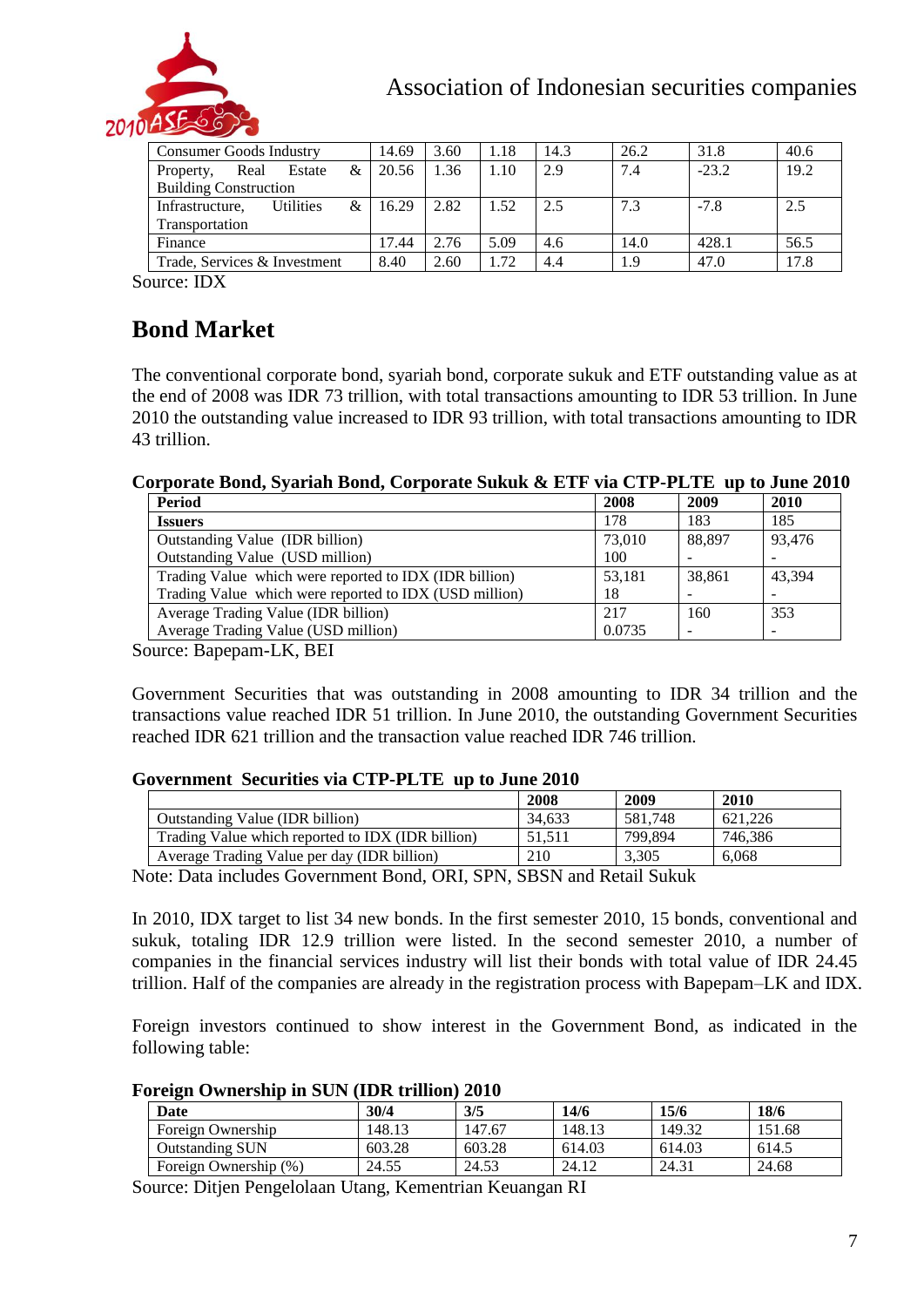| Consumer Goods Industry | 14.69 | 3.60 | 1.18 | 14.3 | 26.2 | 31.8 | 40.6 |
|---|---|---|---|---|---|---|---|
| Property, Real Estate & Building Construction | 20.56 | 1.36 | 1.10 | 2.9 | 7.4 | -23.2 | 19.2 |
| Infrastructure, Utilities & Transportation | 16.29 | 2.82 | 1.52 | 2.5 | 7.3 | -7.8 | 2.5 |
| Finance | 17.44 | 2.76 | 5.09 | 4.6 | 14.0 | 428.1 | 56.5 |
| Trade, Services & Investment | 8.40 | 2.60 | 1.72 | 4.4 | 1.9 | 47.0 | 17.8 |

Source: IDX

## Bond Market

The conventional corporate bond, syariah bond, corporate sukuk and ETF outstanding value as at the end of 2008 was IDR 73 trillion, with total transactions amounting to IDR 53 trillion. In June 2010 the outstanding value increased to IDR 93 trillion, with total transactions amounting to IDR 43 trillion.

**Corporate Bond, Syariah Bond, Corporate Sukuk & ETF via CTP-PLTE up to June 2010**

| **Period** | **2008** | **2009** | **2010** |
|---|---|---|---|
| **Issuers** | 178 | 183 | 185 |
| Outstanding Value (IDR billion) | 73,010 | 88,897 | 93,476 |
| Outstanding Value (USD million) | 100 | - | - |
| Trading Value which were reported to IDX (IDR billion) | 53,181 | 38,861 | 43,394 |
| Trading Value which were reported to IDX (USD million) | 18 | - | - |
| Average Trading Value (IDR billion) | 217 | 160 | 353 |
| Average Trading Value (USD million) | 0.0735 | - | - |

Source: Bapepam-LK, BEI

Government Securities that was outstanding in 2008 amounting to IDR 34 trillion and the transactions value reached IDR 51 trillion. In June 2010, the outstanding Government Securities reached IDR 621 trillion and the transaction value reached IDR 746 trillion.

**Government Securities via CTP-PLTE up to June 2010**

| | **2008** | **2009** | **2010** |
|---|---|---|---|
| Outstanding Value (IDR billion) | 34,633 | 581,748 | 621,226 |
| Trading Value which reported to IDX (IDR billion) | 51,511 | 799,894 | 746,386 |
| Average Trading Value per day (IDR billion) | 210 | 3,305 | 6,068 |

Note: Data includes Government Bond, ORI, SPN, SBSN and Retail Sukuk

In 2010, IDX target to list 34 new bonds. In the first semester 2010, 15 bonds, conventional and sukuk, totaling IDR 12.9 trillion were listed. In the second semester 2010, a number of companies in the financial services industry will list their bonds with total value of IDR 24.45 trillion. Half of the companies are already in the registration process with Bapepam–LK and IDX.

Foreign investors continued to show interest in the Government Bond, as indicated in the following table:

**Foreign Ownership in SUN (IDR trillion) 2010**

| **Date** | **30/4** | **3/5** | **14/6** | **15/6** | **18/6** |
|---|---|---|---|---|---|
| Foreign Ownership | 148.13 | 147.67 | 148.13 | 149.32 | 151.68 |
| Outstanding SUN | 603.28 | 603.28 | 614.03 | 614.03 | 614.5 |
| Foreign Ownership (%) | 24.55 | 24.53 | 24.12 | 24.31 | 24.68 |

Source: Ditjen Pengelolaan Utang, Kementrian Keuangan RI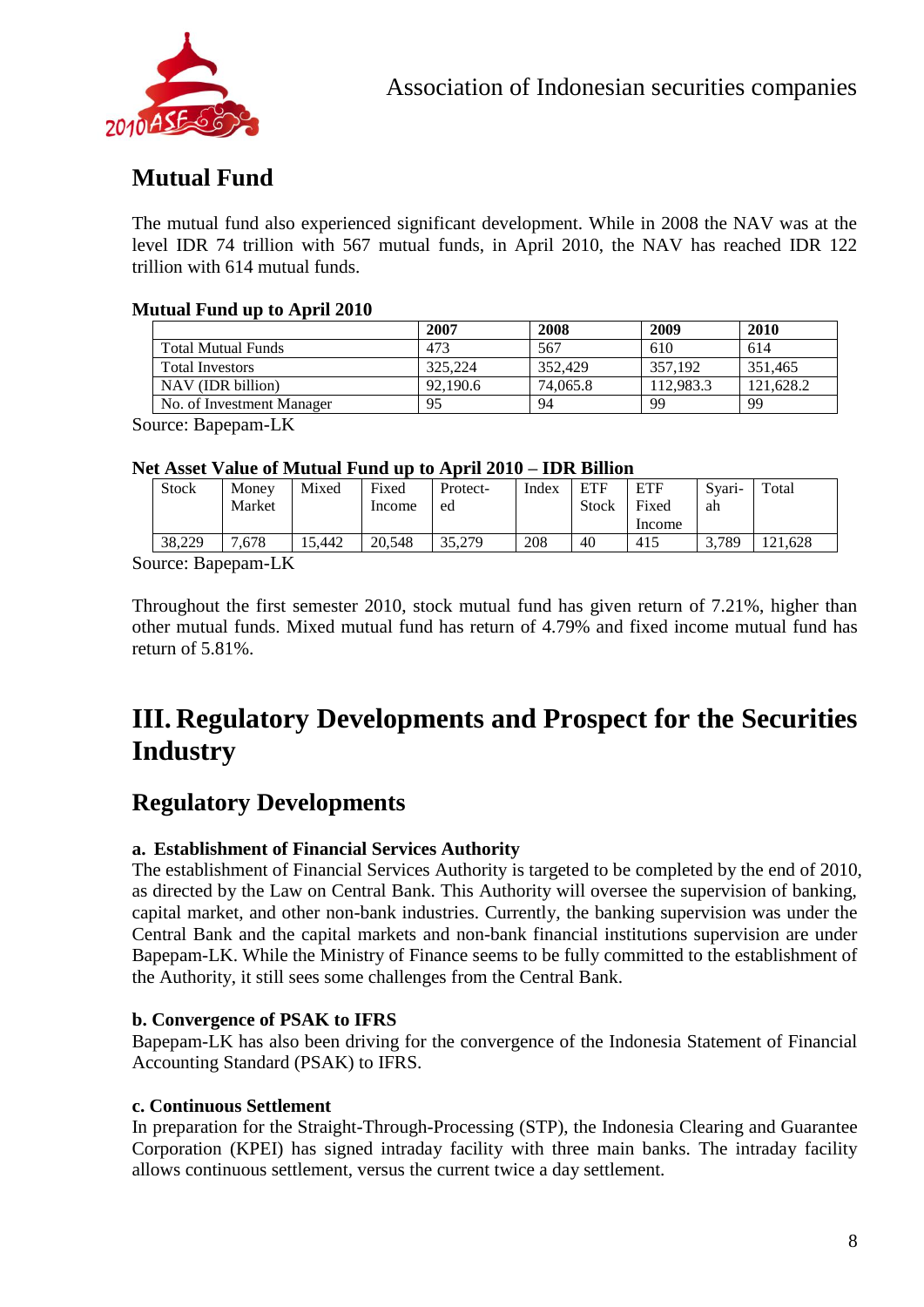## Mutual Fund

The mutual fund also experienced significant development. While in 2008 the NAV was at the level IDR 74 trillion with 567 mutual funds, in April 2010, the NAV has reached IDR 122 trillion with 614 mutual funds.

**Mutual Fund up to April 2010**

| | **2007** | **2008** | **2009** | **2010** |
|---|---|---|---|---|
| Total Mutual Funds | 473 | 567 | 610 | 614 |
| Total Investors | 325,224 | 352,429 | 357,192 | 351,465 |
| NAV (IDR billion) | 92,190.6 | 74,065.8 | 112,983.3 | 121,628.2 |
| No. of Investment Manager | 95 | 94 | 99 | 99 |

Source: Bapepam-LK

**Net Asset Value of Mutual Fund up to April 2010 – IDR Billion**

| Stock | Money Market | Mixed | Fixed Income | Protect-ed | Index | ETF Stock | ETF Fixed Income | Syari-ah | Total |
|---|---|---|---|---|---|---|---|---|---|
| 38,229 | 7,678 | 15,442 | 20,548 | 35,279 | 208 | 40 | 415 | 3,789 | 121,628 |

Source: Bapepam-LK

Throughout the first semester 2010, stock mutual fund has given return of 7.21%, higher than other mutual funds. Mixed mutual fund has return of 4.79% and fixed income mutual fund has return of 5.81%.

# III. Regulatory Developments and Prospect for the Securities Industry

## Regulatory Developments

### a. Establishment of Financial Services Authority

The establishment of Financial Services Authority is targeted to be completed by the end of 2010, as directed by the Law on Central Bank. This Authority will oversee the supervision of banking, capital market, and other non-bank industries. Currently, the banking supervision was under the Central Bank and the capital markets and non-bank financial institutions supervision are under Bapepam-LK. While the Ministry of Finance seems to be fully committed to the establishment of the Authority, it still sees some challenges from the Central Bank.

### b. Convergence of PSAK to IFRS

Bapepam-LK has also been driving for the convergence of the Indonesia Statement of Financial Accounting Standard (PSAK) to IFRS.

### c. Continuous Settlement

In preparation for the Straight-Through-Processing (STP), the Indonesia Clearing and Guarantee Corporation (KPEI) has signed intraday facility with three main banks. The intraday facility allows continuous settlement, versus the current twice a day settlement.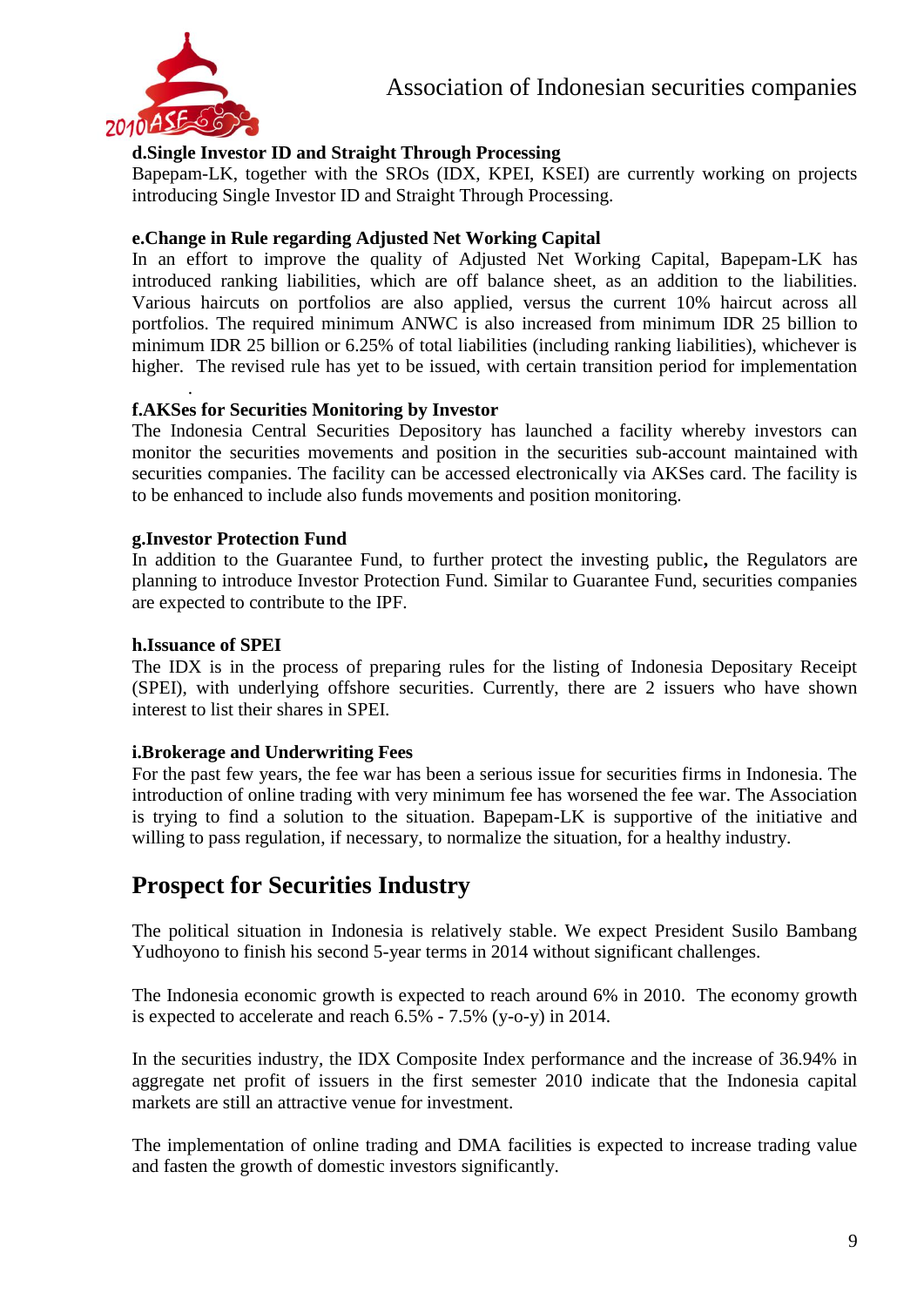**d.Single Investor ID and Straight Through Processing**

Bapepam-LK, together with the SROs (IDX, KPEI, KSEI) are currently working on projects introducing Single Investor ID and Straight Through Processing.

**e.Change in Rule regarding Adjusted Net Working Capital**

In an effort to improve the quality of Adjusted Net Working Capital, Bapepam-LK has introduced ranking liabilities, which are off balance sheet, as an addition to the liabilities. Various haircuts on portfolios are also applied, versus the current 10% haircut across all portfolios. The required minimum ANWC is also increased from minimum IDR 25 billion to minimum IDR 25 billion or 6.25% of total liabilities (including ranking liabilities), whichever is higher. The revised rule has yet to be issued, with certain transition period for implementation .

**f.AKSes for Securities Monitoring by Investor**

The Indonesia Central Securities Depository has launched a facility whereby investors can monitor the securities movements and position in the securities sub-account maintained with securities companies. The facility can be accessed electronically via AKSes card. The facility is to be enhanced to include also funds movements and position monitoring.

**g.Investor Protection Fund**

In addition to the Guarantee Fund, to further protect the investing public**,** the Regulators are planning to introduce Investor Protection Fund. Similar to Guarantee Fund, securities companies are expected to contribute to the IPF.

**h.Issuance of SPEI**

The IDX is in the process of preparing rules for the listing of Indonesia Depositary Receipt (SPEI), with underlying offshore securities. Currently, there are 2 issuers who have shown interest to list their shares in SPEI.

**i.Brokerage and Underwriting Fees**

For the past few years, the fee war has been a serious issue for securities firms in Indonesia. The introduction of online trading with very minimum fee has worsened the fee war. The Association is trying to find a solution to the situation. Bapepam-LK is supportive of the initiative and willing to pass regulation, if necessary, to normalize the situation, for a healthy industry.

## Prospect for Securities Industry

The political situation in Indonesia is relatively stable. We expect President Susilo Bambang Yudhoyono to finish his second 5-year terms in 2014 without significant challenges.

The Indonesia economic growth is expected to reach around 6% in 2010. The economy growth is expected to accelerate and reach 6.5% - 7.5% (y-o-y) in 2014.

In the securities industry, the IDX Composite Index performance and the increase of 36.94% in aggregate net profit of issuers in the first semester 2010 indicate that the Indonesia capital markets are still an attractive venue for investment.

The implementation of online trading and DMA facilities is expected to increase trading value and fasten the growth of domestic investors significantly.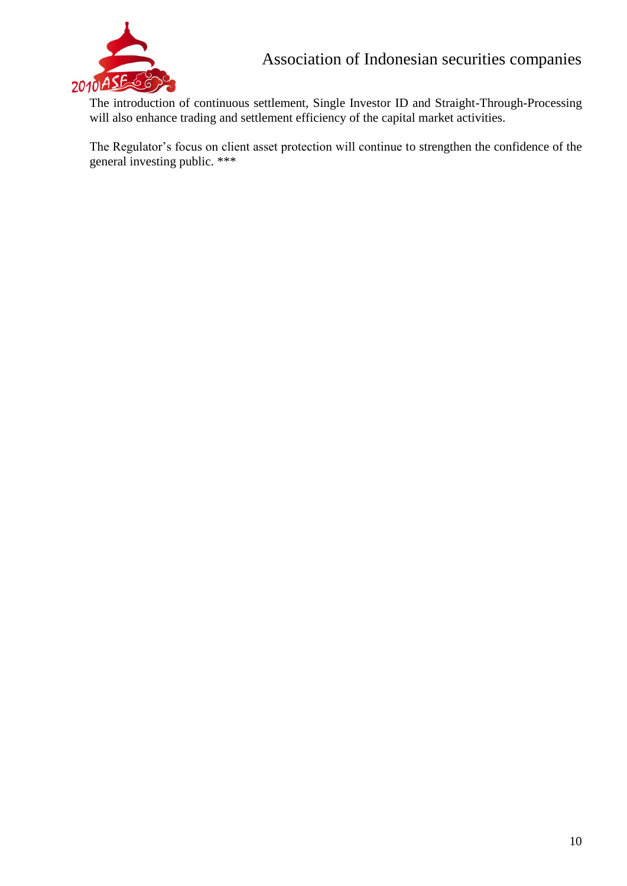The introduction of continuous settlement, Single Investor ID and Straight-Through-Processing will also enhance trading and settlement efficiency of the capital market activities.

The Regulator's focus on client asset protection will continue to strengthen the confidence of the general investing public. ***